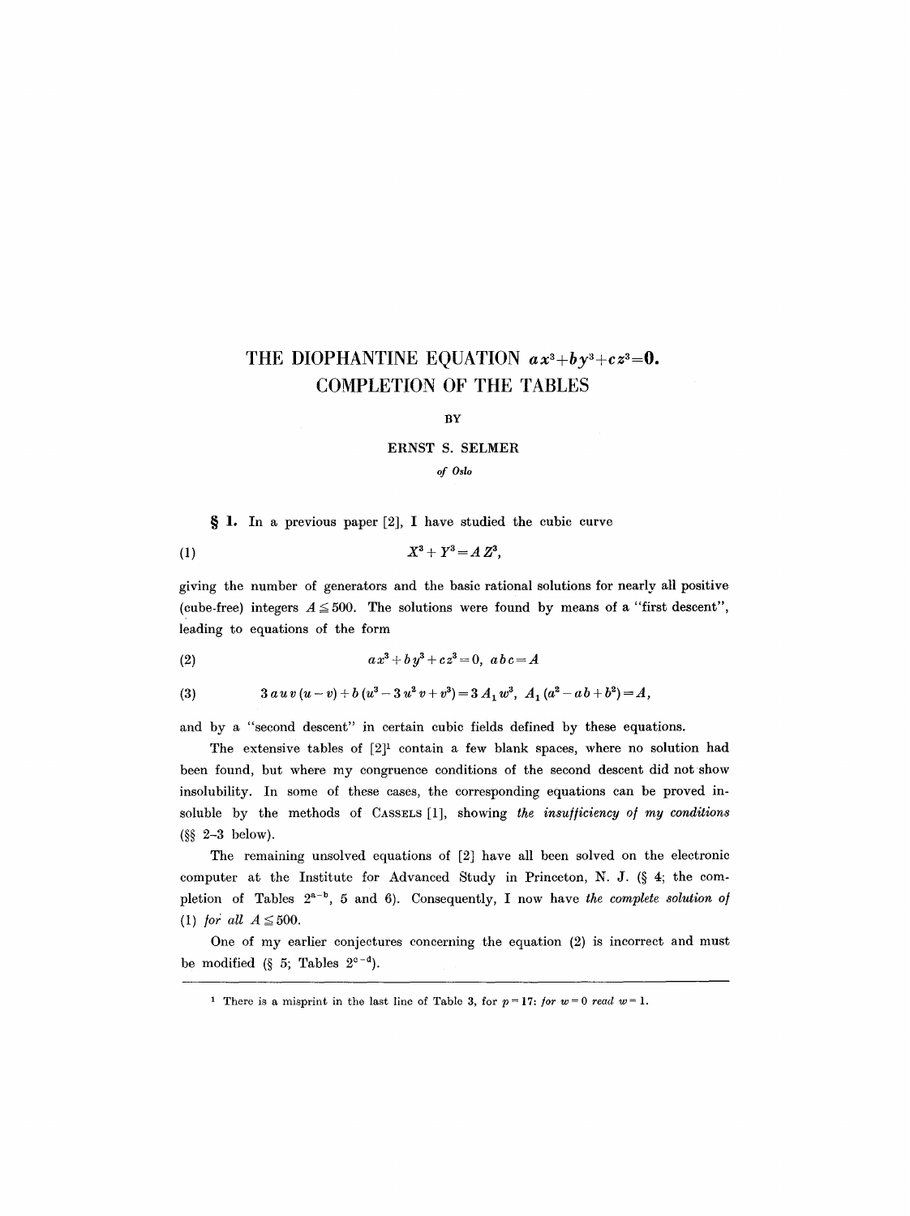# THE DIOPHANTINE EQUATION $ax^3+by^3+cz^3=0$. COMPLETION OF THE TABLES

BY

ERNST S. SELMER

*of Oslo*

**§ 1.** In a previous paper [2], I have studied the cubic curve

$$X^3 + Y^3 = A Z^3, \tag{1}$$

giving the number of generators and the basic rational solutions for nearly all positive (cube-free) integers $A \leqq 500$. The solutions were found by means of a "first descent", leading to equations of the form

$$a x^3 + b y^3 + c z^3 = 0, \; a b c = A \tag{2}$$

$$3 a u v (u - v) + b (u^3 - 3 u^2 v + v^3) = 3 A_1 w^3, \; A_1 (a^2 - a b + b^2) = A, \tag{3}$$

and by a "second descent" in certain cubic fields defined by these equations.

The extensive tables of [2][1] contain a few blank spaces, where no solution had been found, but where my congruence conditions of the second descent did not show insolubility. In some of these cases, the corresponding equations can be proved insoluble by the methods of CASSELS [1], showing *the insufficiency of my conditions* (§§ 2–3 below).

The remaining unsolved equations of [2] have all been solved on the electronic computer at the Institute for Advanced Study in Princeton, N. J. (§ 4; the completion of Tables $2^{a-b}$, 5 and 6). Consequently, I now have *the complete solution of* (1) *for all* $A \leqq 500$.

One of my earlier conjectures concerning the equation (2) is incorrect and must be modified (§ 5; Tables $2^{c-d}$).

---

[1] There is a misprint in the last line of Table 3, for $p = 17$: *for* $w = 0$ *read* $w = 1$.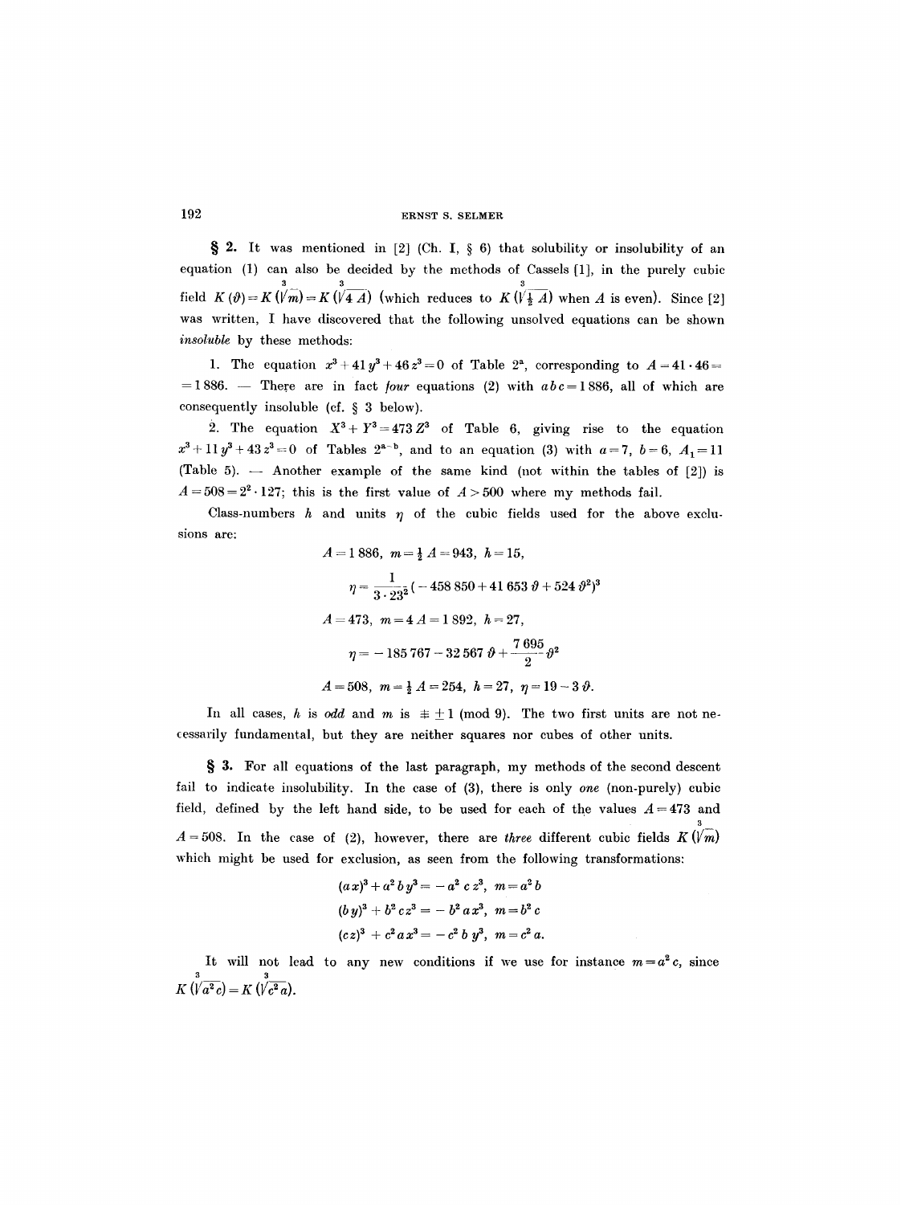**§ 2.** It was mentioned in [2] (Ch. I, § 6) that solubility or insolubility of an equation (1) can also be decided by the methods of Cassels [1], in the purely cubic field $K(\vartheta) = K(\sqrt[3]{m}) = K(\sqrt[3]{4A})$ (which reduces to $K(\sqrt[3]{\frac{1}{2}A})$ when $A$ is even). Since [2] was written, I have discovered that the following unsolved equations can be shown *insoluble* by these methods:

1. The equation $x^3 + 41y^3 + 46z^3 = 0$ of Table 2[a], corresponding to $A = 41 \cdot 46 = 1886$. — There are in fact *four* equations (2) with $abc = 1886$, all of which are consequently insoluble (cf. § 3 below).

2. The equation $X^3 + Y^3 = 473 Z^3$ of Table 6, giving rise to the equation $x^3 + 11y^3 + 43z^3 = 0$ of Tables 2[a–b], and to an equation (3) with $a = 7$, $b = 6$, $A_1 = 11$ (Table 5). — Another example of the same kind (not within the tables of [2]) is $A = 508 = 2^2 \cdot 127$; this is the first value of $A > 500$ where my methods fail.

Class-numbers $h$ and units $\eta$ of the cubic fields used for the above exclusions are:

$$A = 1\,886, \quad m = \tfrac{1}{2}A = 943, \quad h = 15,$$

$$\eta = \frac{1}{3 \cdot 23^2}(-458\,850 + 41\,653\,\vartheta + 524\,\vartheta^2)^3$$

$$A = 473, \quad m = 4A = 1\,892, \quad h = 27,$$

$$\eta = -185\,767 - 32\,567\,\vartheta + \frac{7\,695}{2}\vartheta^2$$

$$A = 508, \quad m = \tfrac{1}{2}A = 254, \quad h = 27, \quad \eta = 19 - 3\vartheta.$$

In all cases, $h$ is *odd* and $m$ is $\not\equiv \pm 1 \pmod 9$. The two first units are not necessarily fundamental, but they are neither squares nor cubes of other units.

**§ 3.** For all equations of the last paragraph, my methods of the second descent fail to indicate insolubility. In the case of (3), there is only *one* (non-purely) cubic field, defined by the left hand side, to be used for each of the values $A = 473$ and $A = 508$. In the case of (2), however, there are *three* different cubic fields $K(\sqrt[3]{m})$ which might be used for exclusion, as seen from the following transformations:

$$(ax)^3 + a^2by^3 = -a^2cz^3, \quad m = a^2b$$

$$(by)^3 + b^2cz^3 = -b^2ax^3, \quad m = b^2c$$

$$(cz)^3 + c^2ax^3 = -c^2by^3, \quad m = c^2a.$$

It will not lead to any new conditions if we use for instance $m = a^2c$, since $K(\sqrt[3]{a^2c}) = K(\sqrt[3]{c^2a})$.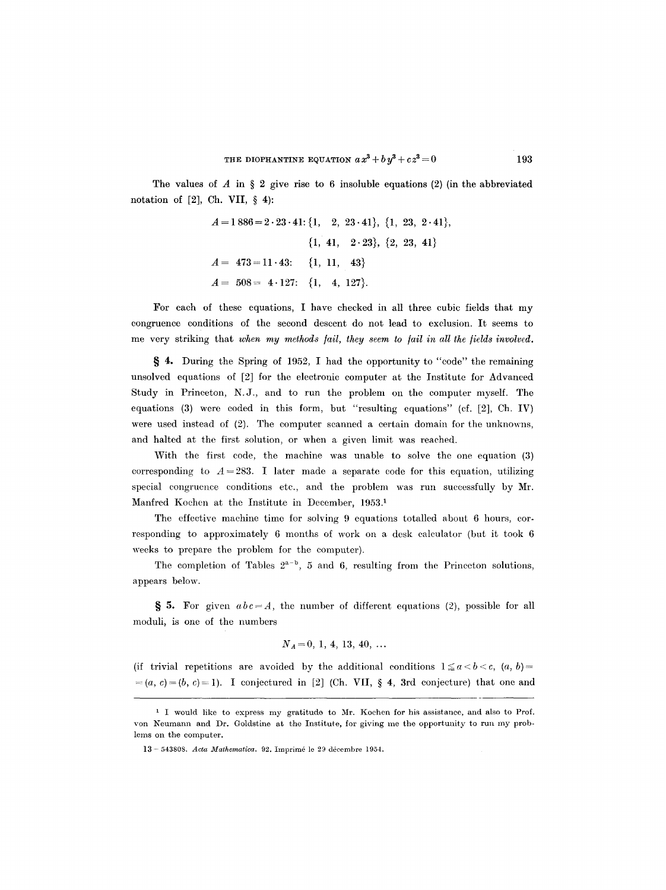The values of $A$ in § 2 give rise to 6 insoluble equations (2) (in the abbreviated notation of [2], Ch. VII, § 4):

$$A = 1\,886 = 2 \cdot 23 \cdot 41: \{1,\ 2,\ 23 \cdot 41\},\ \{1,\ 23,\ 2 \cdot 41\},$$
$$\{1,\ 41,\ 2 \cdot 23\},\ \{2,\ 23,\ 41\}$$
$$A = \ 473 = 11 \cdot 43: \quad \{1,\ 11,\ 43\}$$
$$A = \ 508 = \ 4 \cdot 127: \quad \{1,\ 4,\ 127\}.$$

For each of these equations, I have checked in all three cubic fields that my congruence conditions of the second descent do not lead to exclusion. It seems to me very striking that *when my methods fail, they seem to fail in all the fields involved.*

**§ 4.** During the Spring of 1952, I had the opportunity to "code" the remaining unsolved equations of [2] for the electronic computer at the Institute for Advanced Study in Princeton, N.J., and to run the problem on the computer myself. The equations (3) were coded in this form, but "resulting equations" (cf. [2], Ch. IV) were used instead of (2). The computer scanned a certain domain for the unknowns, and halted at the first solution, or when a given limit was reached.

With the first code, the machine was unable to solve the one equation (3) corresponding to $A = 283$. I later made a separate code for this equation, utilizing special congruence conditions etc., and the problem was run successfully by Mr. Manfred Kochen at the Institute in December, 1953.[1]

The effective machine time for solving 9 equations totalled about 6 hours, corresponding to approximately 6 months of work on a desk calculator (but it took 6 weeks to prepare the problem for the computer).

The completion of Tables $2^{a-b}$, 5 and 6, resulting from the Princeton solutions, appears below.

**§ 5.** For given $abc = A$, the number of different equations (2), possible for all moduli, is one of the numbers

$$N_A = 0,\ 1,\ 4,\ 13,\ 40,\ \ldots$$

(if trivial repetitions are avoided by the additional conditions $1 \leqq a < b < c$, $(a, b) = (a, c) = (b, c) = 1$). I conjectured in [2] (Ch. VII, § 4, 3rd conjecture) that one and

---

[1] I would like to express my gratitude to Mr. Kochen for his assistance, and also to Prof. von Neumann and Dr. Goldstine at the Institute, for giving me the opportunity to run my problems on the computer.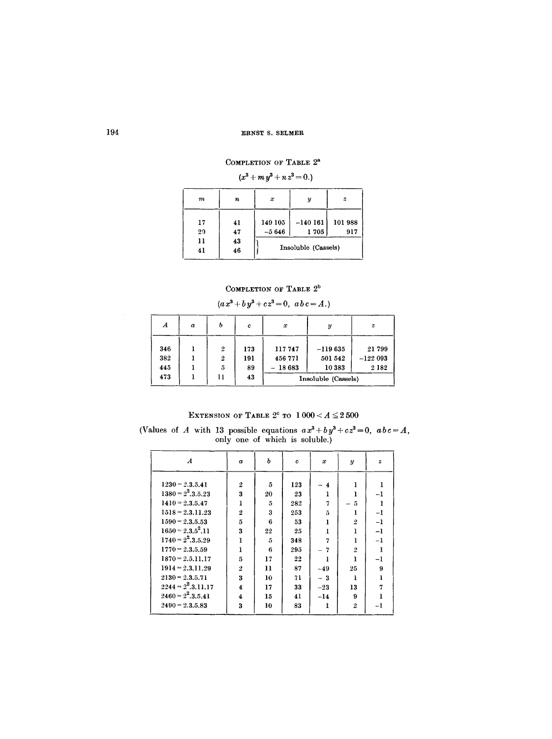### Completion of Table 2[a]

$(x^3 + m y^3 + n z^3 = 0.)$

| $m$ | $n$ | $x$ | $y$ | $z$ |
|---|---|---|---|---|
| 17 | 41 | 149 105 | −140 161 | 101 988 |
| 29 | 47 | −5 646 | 1 705 | 917 |
| 11 | 43 | Insoluble (Cassels) | | |
| 41 | 46 | | | |

### Completion of Table 2[b]

$(a x^3 + b y^3 + c z^3 = 0,\ abc = A.)$

| $A$ | $a$ | $b$ | $c$ | $x$ | $y$ | $z$ |
|---|---|---|---|---|---|---|
| 346 | 1 | 2 | 173 | 117 747 | −119 635 | 21 799 |
| 382 | 1 | 2 | 191 | 456 771 | 501 542 | −122 093 |
| 445 | 1 | 5 | 89 | − 18 683 | 10 383 | 2 182 |
| 473 | 1 | 11 | 43 | Insoluble (Cassels) | | |

### Extension of Table 2[c] to $1\,000 < A \leqq 2\,500$

(Values of $A$ with 13 possible equations $a x^3 + b y^3 + c z^3 = 0,\ abc = A$, only one of which is soluble.)

| $A$ | $a$ | $b$ | $c$ | $x$ | $y$ | $z$ |
|---|---|---|---|---|---|---|
| $1230 = 2.3.5.41$ | 2 | 5 | 123 | − 4 | 1 | 1 |
| $1380 = 2^2.3.5.23$ | 3 | 20 | 23 | 1 | 1 | −1 |
| $1410 = 2.3.5.47$ | 1 | 5 | 282 | 7 | − 5 | 1 |
| $1518 = 2.3.11.23$ | 2 | 3 | 253 | 5 | 1 | −1 |
| $1590 = 2.3.5.53$ | 5 | 6 | 53 | 1 | 2 | −1 |
| $1650 = 2.3.5^2.11$ | 3 | 22 | 25 | 1 | 1 | −1 |
| $1740 = 2^2.3.5.29$ | 1 | 5 | 348 | 7 | 1 | −1 |
| $1770 = 2.3.5.59$ | 1 | 6 | 295 | − 7 | 2 | 1 |
| $1870 = 2.5.11.17$ | 5 | 17 | 22 | 1 | 1 | −1 |
| $1914 = 2.3.11.29$ | 2 | 11 | 87 | −49 | 25 | 9 |
| $2130 = 2.3.5.71$ | 3 | 10 | 71 | − 3 | 1 | 1 |
| $2244 = 2^2.3.11.17$ | 4 | 17 | 33 | −23 | 13 | 7 |
| $2460 = 2^2.3.5.41$ | 4 | 15 | 41 | −14 | 9 | 1 |
| $2490 = 2.3.5.83$ | 3 | 10 | 83 | 1 | 2 | −1 |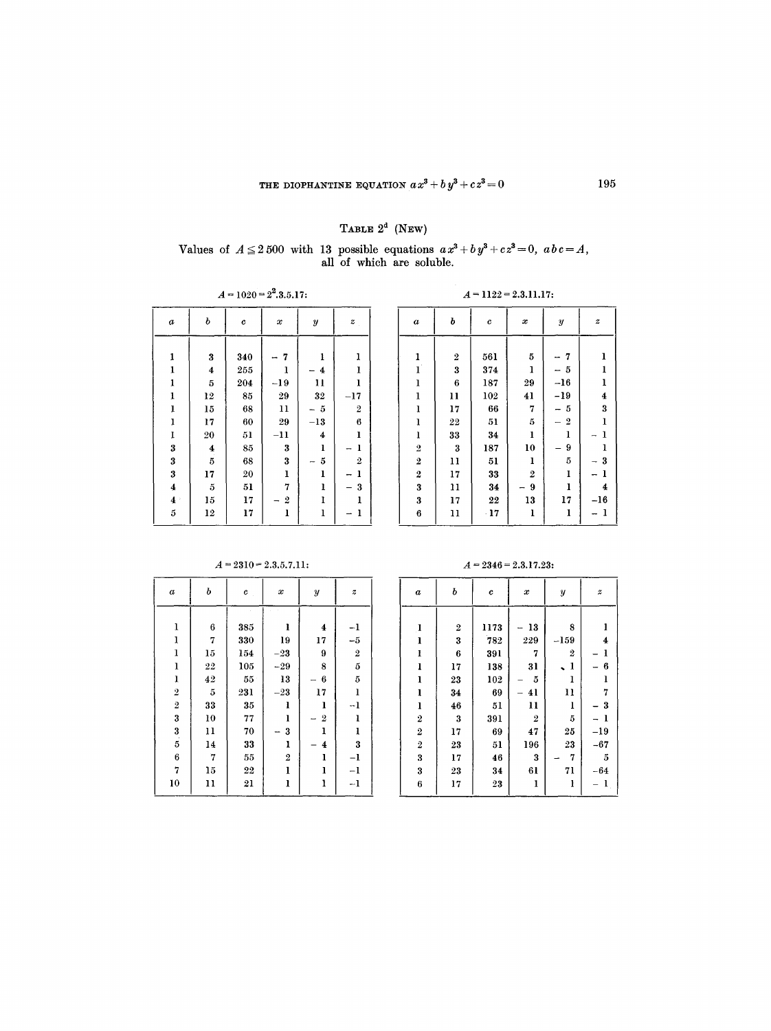## Table $2^d$ (New)

Values of $A \leq 2\,500$ with 13 possible equations $ax^3 + by^3 + cz^3 = 0$, $abc = A$, all of which are soluble.

$A = 1020 = 2^2.3.5.17$:

| $a$ | $b$ | $c$ | $x$ | $y$ | $z$ |
|---|---|---|---|---|---|
| 1 | 3 | 340 | −7 | 1 | 1 |
| 1 | 4 | 255 | 1 | −4 | 1 |
| 1 | 5 | 204 | −19 | 11 | 1 |
| 1 | 12 | 85 | 29 | 32 | −17 |
| 1 | 15 | 68 | 11 | −5 | 2 |
| 1 | 17 | 60 | 29 | −13 | 6 |
| 1 | 20 | 51 | −11 | 4 | 1 |
| 3 | 4 | 85 | 3 | 1 | −1 |
| 3 | 5 | 68 | 3 | −5 | 2 |
| 3 | 17 | 20 | 1 | 1 | −1 |
| 4 | 5 | 51 | 7 | 1 | −3 |
| 4 | 15 | 17 | −2 | 1 | 1 |
| 5 | 12 | 17 | 1 | 1 | −1 |

$A = 1122 = 2.3.11.17$:

| $a$ | $b$ | $c$ | $x$ | $y$ | $z$ |
|---|---|---|---|---|---|
| 1 | 2 | 561 | 5 | −7 | 1 |
| 1 | 3 | 374 | 1 | −5 | 1 |
| 1 | 6 | 187 | 29 | −16 | 1 |
| 1 | 11 | 102 | 41 | −19 | 4 |
| 1 | 17 | 66 | 7 | −5 | 3 |
| 1 | 22 | 51 | 5 | −2 | 1 |
| 1 | 33 | 34 | 1 | 1 | −1 |
| 2 | 3 | 187 | 10 | −9 | 1 |
| 2 | 11 | 51 | 1 | 5 | −3 |
| 2 | 17 | 33 | 2 | 1 | −1 |
| 3 | 11 | 34 | −9 | 1 | 4 |
| 3 | 17 | 22 | 13 | 17 | −16 |
| 6 | 11 | 17 | 1 | 1 | −1 |

$A = 2310 = 2.3.5.7.11$:

| $a$ | $b$ | $c$ | $x$ | $y$ | $z$ |
|---|---|---|---|---|---|
| 1 | 6 | 385 | 1 | 4 | −1 |
| 1 | 7 | 330 | 19 | 17 | −5 |
| 1 | 15 | 154 | −23 | 9 | 2 |
| 1 | 22 | 105 | −29 | 8 | 5 |
| 1 | 42 | 55 | 13 | −6 | 5 |
| 2 | 5 | 231 | −23 | 17 | 1 |
| 2 | 33 | 35 | 1 | 1 | −1 |
| 3 | 10 | 77 | 1 | −2 | 1 |
| 3 | 11 | 70 | −3 | 1 | 1 |
| 5 | 14 | 33 | 1 | −4 | 3 |
| 6 | 7 | 55 | 2 | 1 | −1 |
| 7 | 15 | 22 | 1 | 1 | −1 |
| 10 | 11 | 21 | 1 | 1 | −1 |

$A = 2346 = 2.3.17.23$:

| $a$ | $b$ | $c$ | $x$ | $y$ | $z$ |
|---|---|---|---|---|---|
| 1 | 2 | 1173 | −13 | 8 | 1 |
| 1 | 3 | 782 | 229 | −159 | 4 |
| 1 | 6 | 391 | 7 | 2 | −1 |
| 1 | 17 | 138 | 31 | 1 | −6 |
| 1 | 23 | 102 | −5 | 1 | 1 |
| 1 | 34 | 69 | −41 | 11 | 7 |
| 1 | 46 | 51 | 11 | 1 | −3 |
| 2 | 3 | 391 | 2 | 5 | −1 |
| 2 | 17 | 69 | 47 | 25 | −19 |
| 2 | 23 | 51 | 196 | 23 | −67 |
| 3 | 17 | 46 | 3 | −7 | 5 |
| 3 | 23 | 34 | 61 | 71 | −64 |
| 6 | 17 | 23 | 1 | 1 | −1 |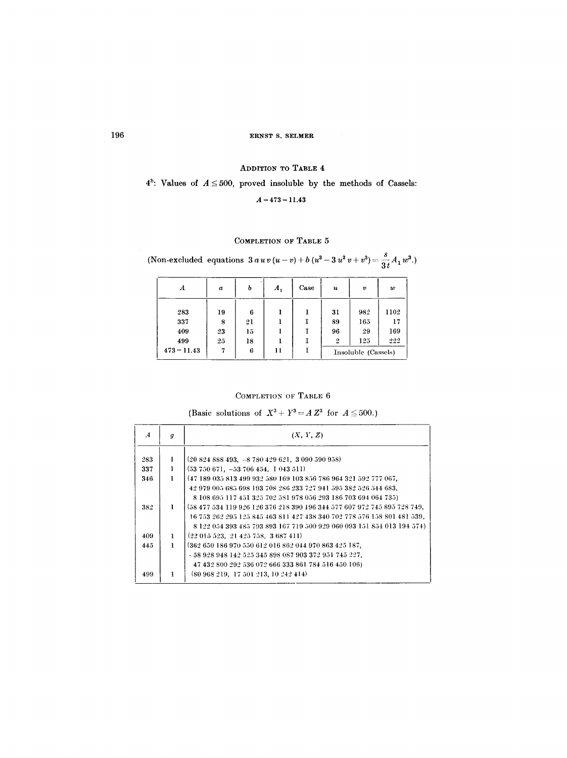## Addition to Table 4

$4^h$: Values of $A \leq 500$, proved insoluble by the methods of Cassels:

$$A = 473 = 11.43$$

## Completion of Table 5

(Non-excluded equations $3\,a\,u\,v\,(u - v) + b\,(u^3 - 3\,u^2\,v + v^3) = \frac{s}{3\,t} A_1\,w^3$.)

| $A$ | $a$ | $b$ | $A_1$ | Case | $u$ | $v$ | $w$ |
|---|---|---|---|---|---|---|---|
| 283 | 19 | 6 | 1 | I | 31 | 982 | 1102 |
| 337 | 8 | 21 | 1 | I | 89 | 165 | 17 |
| 409 | 23 | 15 | 1 | I | 96 | 29 | 169 |
| 499 | 25 | 18 | 1 | I | 2 | 125 | 222 |
| $473 = 11.43$ | 7 | 6 | 11 | I | Insoluble (Cassels) | | |

## Completion of Table 6

(Basic solutions of $X^3 + Y^3 = A\,Z^3$ for $A \leq 500$.)

| $A$ | $g$ | $(X, Y, Z)$ |
|---|---|---|
| 283 | 1 | (20 824 888 493, −8 780 429 621, 3 090 590 958) |
| 337 | 1 | (53 750 671, −53 706 454, 1 043 511) |
| 346 | 1 | (47 189 035 813 499 932 580 169 103 856 786 964 321 592 777 067, 42 979 005 685 698 193 708 286 233 727 941 595 382 526 544 683, 8 108 695 117 451 325 702 581 978 056 293 186 703 694 064 735) |
| 382 | 1 | (58 477 534 119 926 126 376 218 390 196 344 577 607 972 745 895 728 749, 16 753 262 295 125 845 463 811 427 438 340 702 778 576 158 801 481 539, 8 122 054 393 485 793 893 167 719 500 929 060 093 151 854 013 194 574) |
| 409 | 1 | (22 015 523, 21 425 758, 3 687 411) |
| 445 | 1 | (362 650 186 970 550 612 016 862 044 970 863 425 187, −58 928 948 142 525 345 898 087 903 372 951 745 227, 47 432 800 292 536 072 666 333 861 784 516 450 106) |
| 499 | 1 | (80 968 219, 17 501 213, 10 242 414) |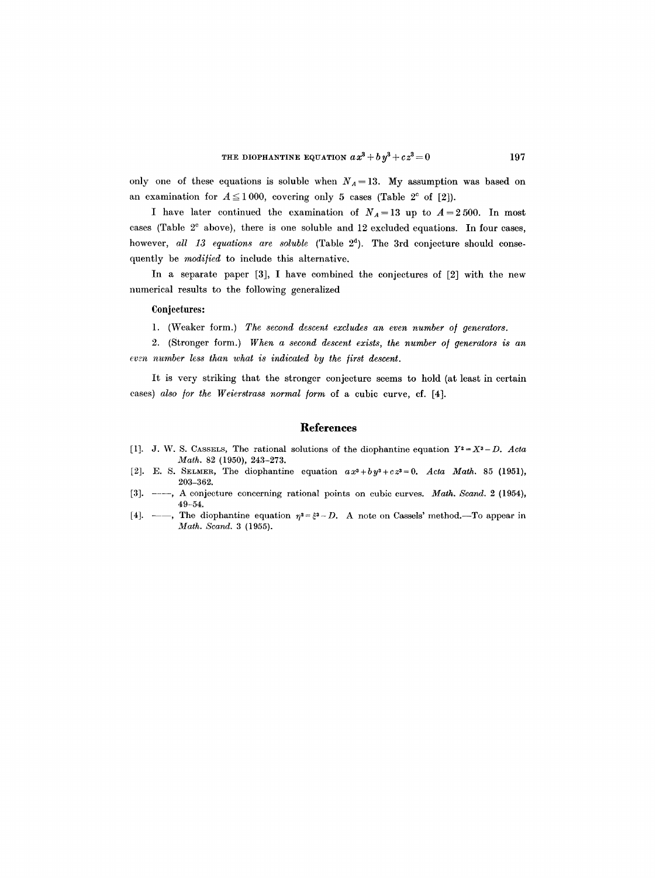only one of these equations is soluble when $N_A = 13$. My assumption was based on an examination for $A \leq 1\,000$, covering only 5 cases (Table $2^c$ of [2]).

I have later continued the examination of $N_A = 13$ up to $A = 2\,500$. In most cases (Table $2^c$ above), there is one soluble and 12 excluded equations. In four cases, however, *all 13 equations are soluble* (Table $2^d$). The 3rd conjecture should consequently be *modified* to include this alternative.

In a separate paper [3], I have combined the conjectures of [2] with the new numerical results to the following generalized

**Conjectures:**

1. (Weaker form.) *The second descent excludes an even number of generators.*

2. (Stronger form.) *When a second descent exists, the number of generators is an even number less than what is indicated by the first descent.*

It is very striking that the stronger conjecture seems to hold (at least in certain cases) *also for the Weierstrass normal form* of a cubic curve, cf. [4].

## References

[1]. J. W. S. Cassels, The rational solutions of the diophantine equation $Y^2 = X^3 - D$. *Acta Math.* 82 (1950), 243–273.

[2]. E. S. Selmer, The diophantine equation $ax^3 + by^3 + cz^3 = 0$. *Acta Math.* 85 (1951), 203–362.

[3]. ——, A conjecture concerning rational points on cubic curves. *Math. Scand.* 2 (1954), 49–54.

[4]. ——, The diophantine equation $\eta^2 = \xi^3 - D$. A note on Cassels' method.—To appear in *Math. Scand.* 3 (1955).